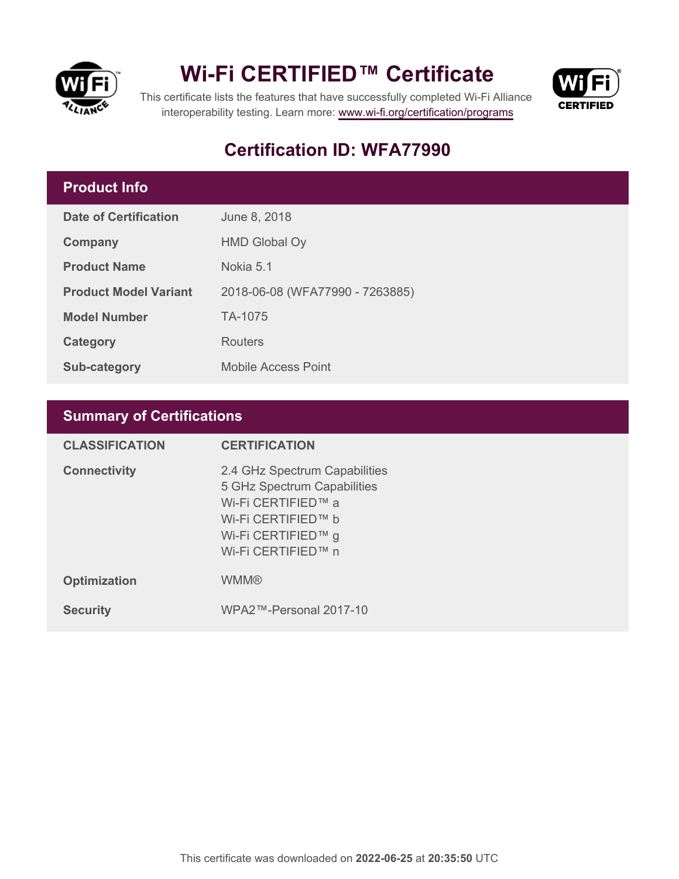# Wi-Fi CERTIFIED™ Certificate

This certificate lists the features that have successfully completed Wi-Fi Alliance interoperability testing. Learn more: www.wi-fi.org/certification/programs

## Certification ID: WFA77990

### Product Info

| | |
|---|---|
| **Date of Certification** | June 8, 2018 |
| **Company** | HMD Global Oy |
| **Product Name** | Nokia 5.1 |
| **Product Model Variant** | 2018-06-08 (WFA77990 - 7263885) |
| **Model Number** | TA-1075 |
| **Category** | Routers |
| **Sub-category** | Mobile Access Point |

### Summary of Certifications

| CLASSIFICATION | CERTIFICATION |
|---|---|
| **Connectivity** | 2.4 GHz Spectrum Capabilities<br>5 GHz Spectrum Capabilities<br>Wi-Fi CERTIFIED™ a<br>Wi-Fi CERTIFIED™ b<br>Wi-Fi CERTIFIED™ g<br>Wi-Fi CERTIFIED™ n |
| **Optimization** | WMM® |
| **Security** | WPA2™-Personal 2017-10 |

This certificate was downloaded on **2022-06-25** at **20:35:50** UTC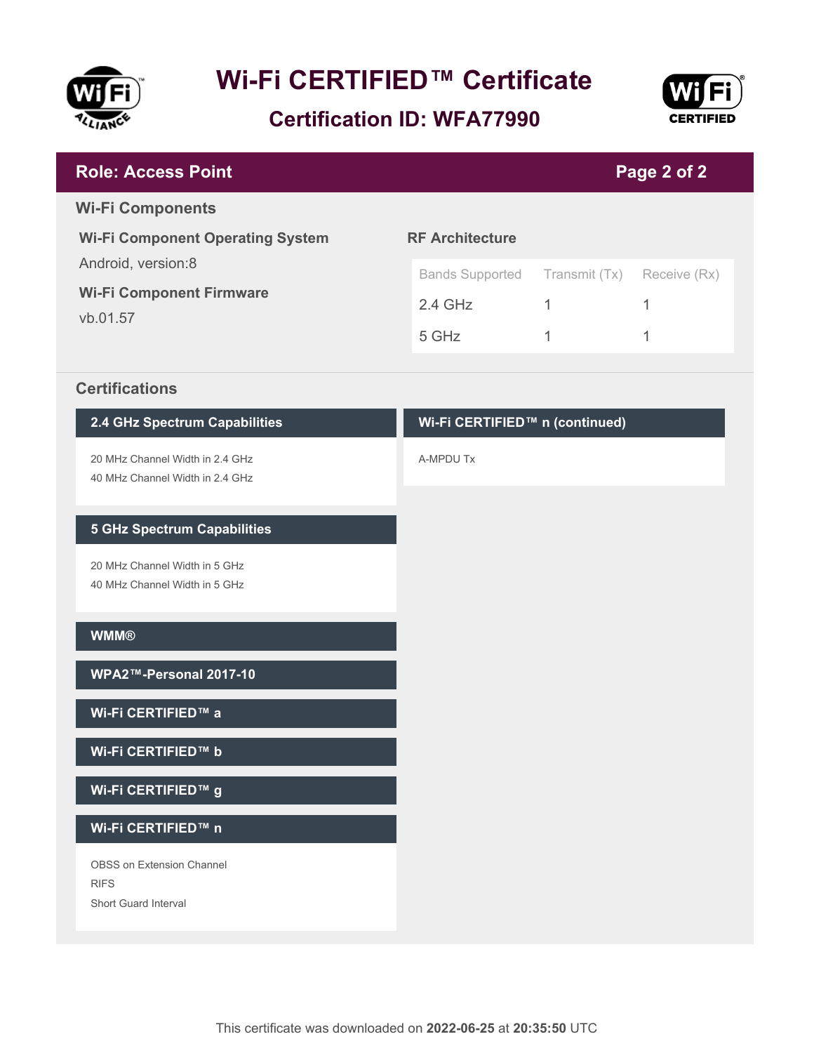# Wi-Fi CERTIFIED™ Certificate

## Certification ID: WFA77990

## Role: Access Point

### Wi-Fi Components

**Wi-Fi Component Operating System**

Android, version:8

**Wi-Fi Component Firmware**

vb.01.57

**RF Architecture**

| Bands Supported | Transmit (Tx) | Receive (Rx) |
|---|---|---|
| 2.4 GHz | 1 | 1 |
| 5 GHz | 1 | 1 |

### Certifications

**2.4 GHz Spectrum Capabilities**

- 20 MHz Channel Width in 2.4 GHz
- 40 MHz Channel Width in 2.4 GHz

**5 GHz Spectrum Capabilities**

- 20 MHz Channel Width in 5 GHz
- 40 MHz Channel Width in 5 GHz

**WMM®**

**WPA2™-Personal 2017-10**

**Wi-Fi CERTIFIED™ a**

**Wi-Fi CERTIFIED™ b**

**Wi-Fi CERTIFIED™ g**

**Wi-Fi CERTIFIED™ n**

- OBSS on Extension Channel
- RIFS
- Short Guard Interval

**Wi-Fi CERTIFIED™ n (continued)**

- A-MPDU Tx

This certificate was downloaded on **2022-06-25** at **20:35:50** UTC